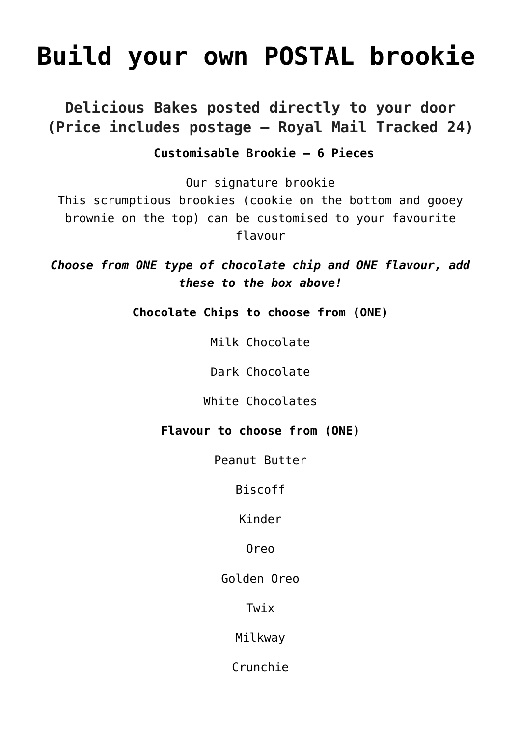# Build your own POSTAL brookie

## Delicious Bakes posted directly to your door (Price includes postage – Royal Mail Tracked 24)

**Customisable Brookie – 6 Pieces**

Our signature brookie
This scrumptious brookies (cookie on the bottom and gooey brownie on the top) can be customised to your favourite flavour

***Choose from ONE type of chocolate chip and ONE flavour, add these to the box above!***

**Chocolate Chips to choose from (ONE)**

Milk Chocolate

Dark Chocolate

White Chocolates

**Flavour to choose from (ONE)**

Peanut Butter

Biscoff

Kinder

Oreo

Golden Oreo

Twix

Milkway

Crunchie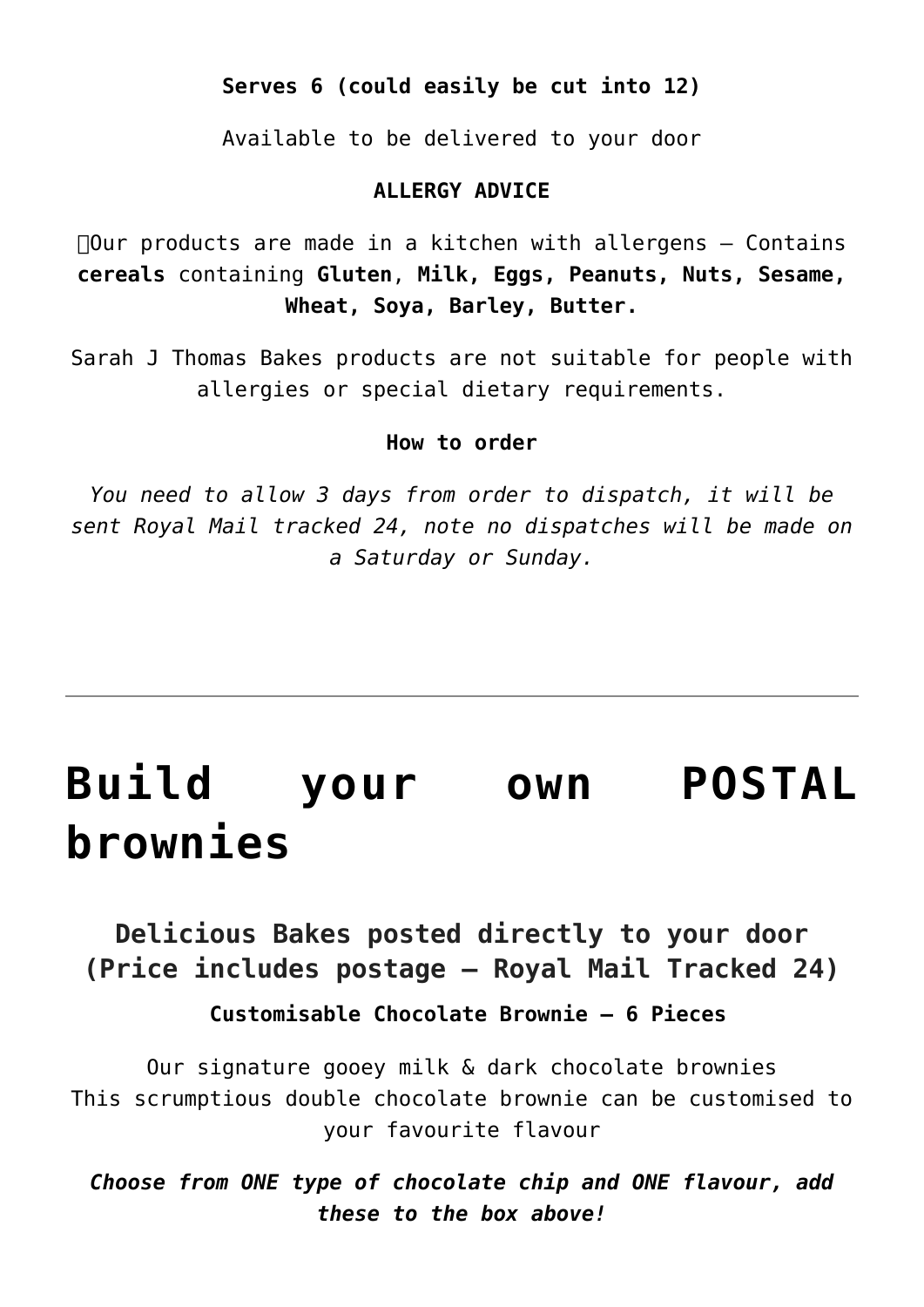**Serves 6 (could easily be cut into 12)**

Available to be delivered to your door

**ALLERGY ADVICE**

Our products are made in a kitchen with allergens – Contains **cereals** containing **Gluten**, **Milk, Eggs, Peanuts, Nuts, Sesame, Wheat, Soya, Barley, Butter.**

Sarah J Thomas Bakes products are not suitable for people with allergies or special dietary requirements.

**How to order**

*You need to allow 3 days from order to dispatch, it will be sent Royal Mail tracked 24, note no dispatches will be made on a Saturday or Sunday.*

---

# Build your own POSTAL brownies

## Delicious Bakes posted directly to your door (Price includes postage – Royal Mail Tracked 24)

**Customisable Chocolate Brownie – 6 Pieces**

Our signature gooey milk & dark chocolate brownies
This scrumptious double chocolate brownie can be customised to your favourite flavour

***Choose from ONE type of chocolate chip and ONE flavour, add these to the box above!***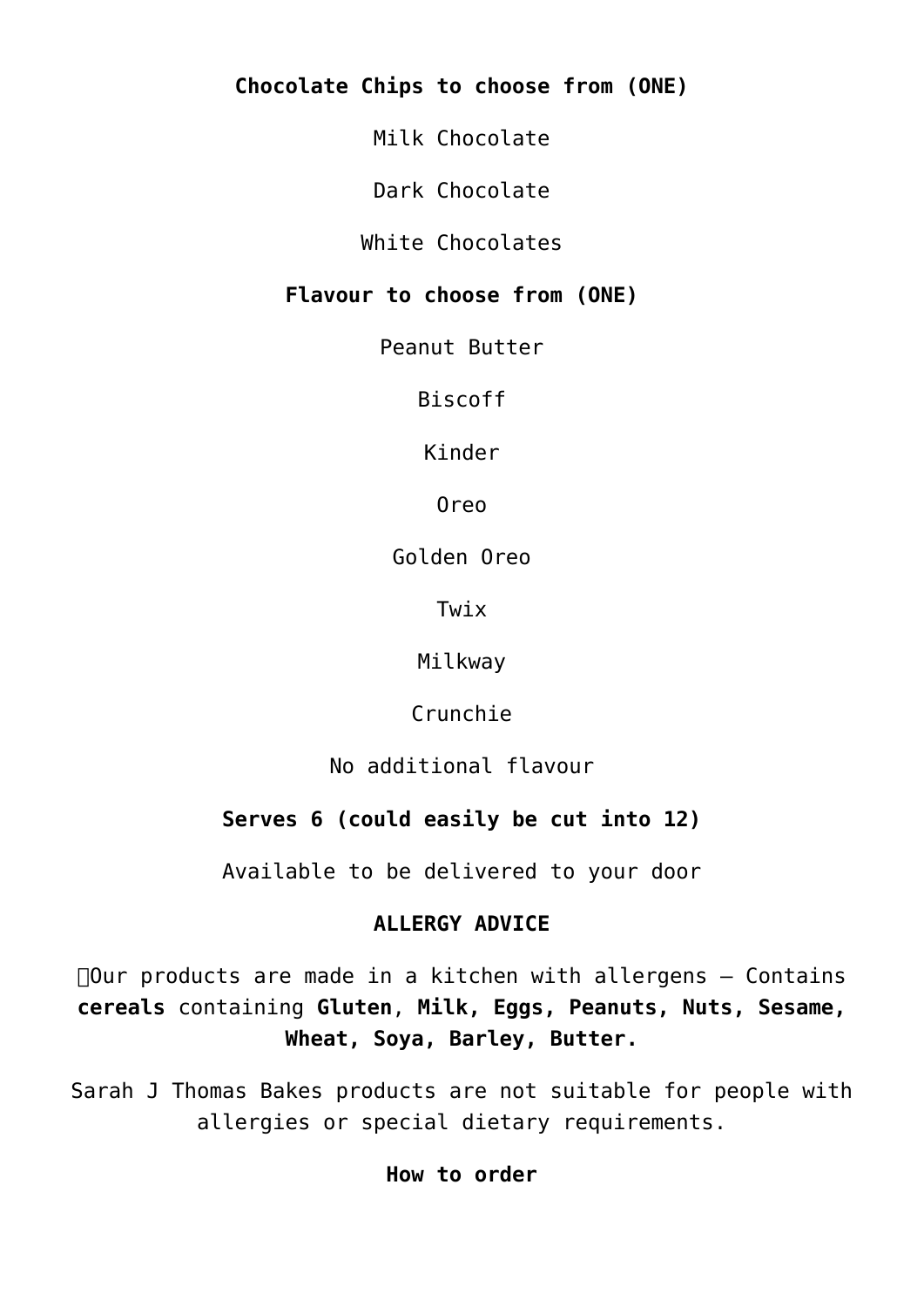**Chocolate Chips to choose from (ONE)**

Milk Chocolate

Dark Chocolate

White Chocolates

**Flavour to choose from (ONE)**

Peanut Butter

Biscoff

Kinder

Oreo

Golden Oreo

Twix

Milkway

Crunchie

No additional flavour

**Serves 6 (could easily be cut into 12)**

Available to be delivered to your door

**ALLERGY ADVICE**

Our products are made in a kitchen with allergens – Contains **cereals** containing **Gluten**, **Milk, Eggs, Peanuts, Nuts, Sesame, Wheat, Soya, Barley, Butter.**

Sarah J Thomas Bakes products are not suitable for people with allergies or special dietary requirements.

**How to order**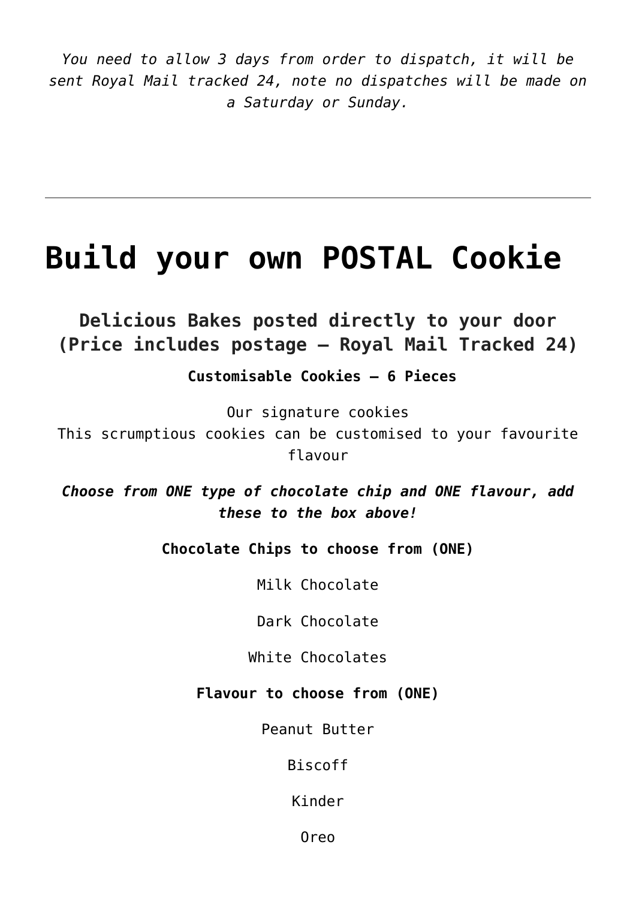*You need to allow 3 days from order to dispatch, it will be sent Royal Mail tracked 24, note no dispatches will be made on a Saturday or Sunday.*

---

# Build your own POSTAL Cookie

## Delicious Bakes posted directly to your door (Price includes postage – Royal Mail Tracked 24)

**Customisable Cookies – 6 Pieces**

Our signature cookies
This scrumptious cookies can be customised to your favourite flavour

***Choose from ONE type of chocolate chip and ONE flavour, add these to the box above!***

**Chocolate Chips to choose from (ONE)**

Milk Chocolate

Dark Chocolate

White Chocolates

**Flavour to choose from (ONE)**

Peanut Butter

Biscoff

Kinder

Oreo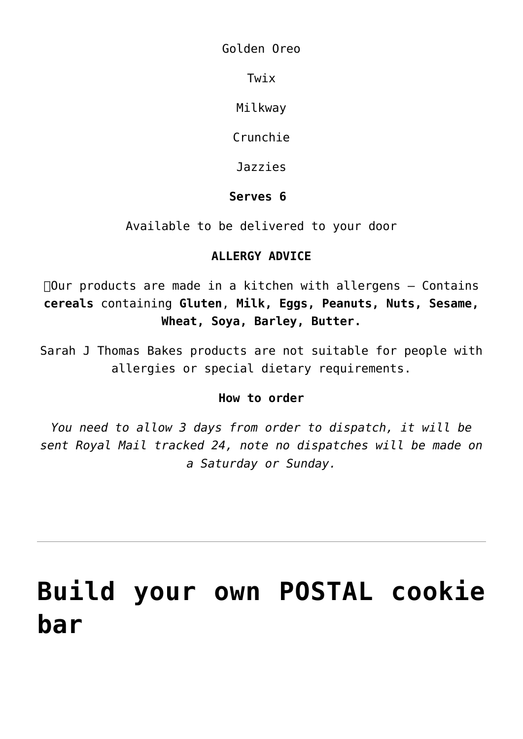Golden Oreo

Twix

Milkway

Crunchie

Jazzies

**Serves 6**

Available to be delivered to your door

**ALLERGY ADVICE**

Our products are made in a kitchen with allergens – Contains **cereals** containing **Gluten**, **Milk, Eggs, Peanuts, Nuts, Sesame, Wheat, Soya, Barley, Butter.**

Sarah J Thomas Bakes products are not suitable for people with allergies or special dietary requirements.

**How to order**

*You need to allow 3 days from order to dispatch, it will be sent Royal Mail tracked 24, note no dispatches will be made on a Saturday or Sunday.*

---

# Build your own POSTAL cookie bar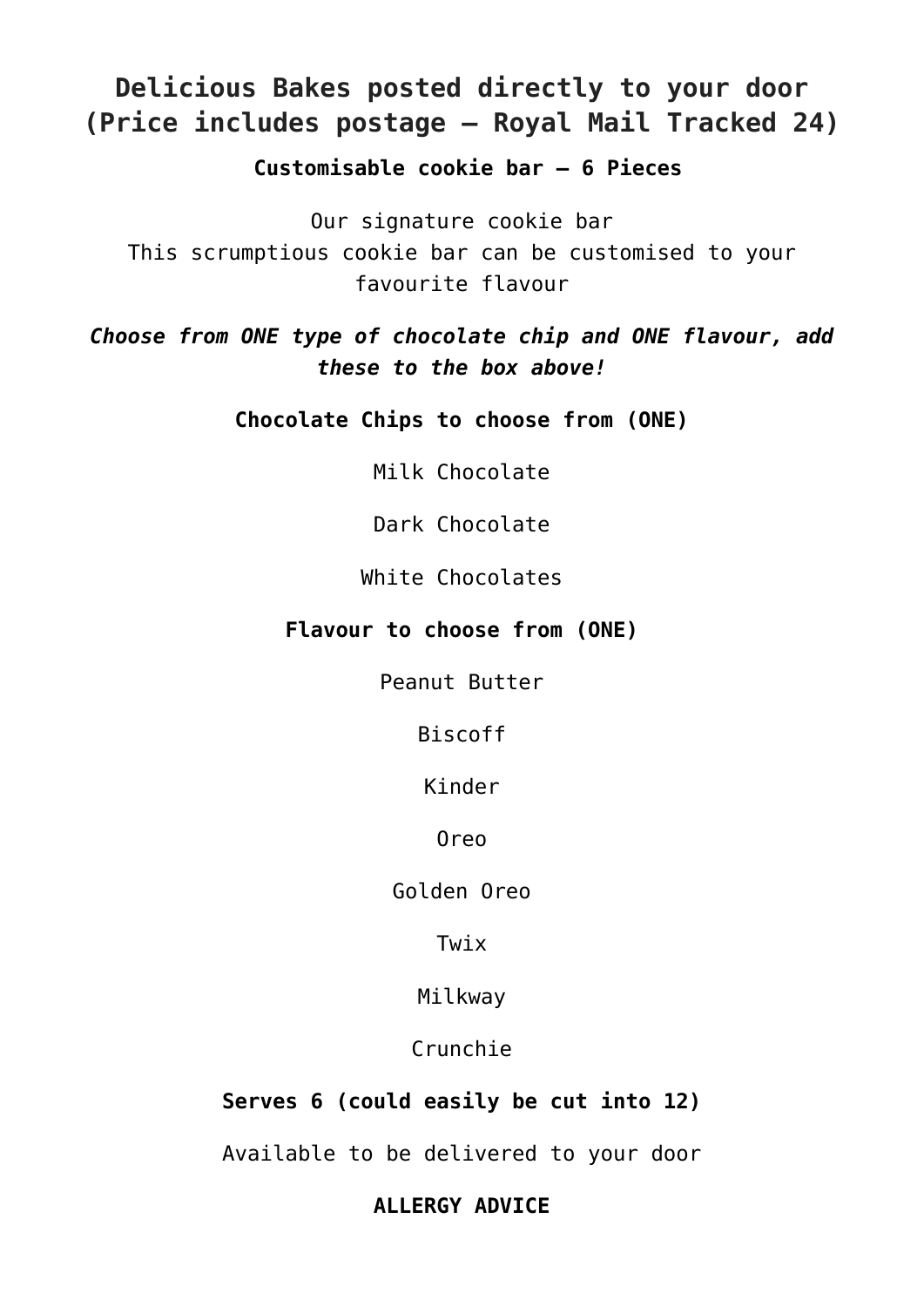# Delicious Bakes posted directly to your door (Price includes postage – Royal Mail Tracked 24)

**Customisable cookie bar – 6 Pieces**

Our signature cookie bar
This scrumptious cookie bar can be customised to your favourite flavour

***Choose from ONE type of chocolate chip and ONE flavour, add these to the box above!***

**Chocolate Chips to choose from (ONE)**

Milk Chocolate

Dark Chocolate

White Chocolates

**Flavour to choose from (ONE)**

Peanut Butter

Biscoff

Kinder

Oreo

Golden Oreo

Twix

Milkway

Crunchie

**Serves 6 (could easily be cut into 12)**

Available to be delivered to your door

**ALLERGY ADVICE**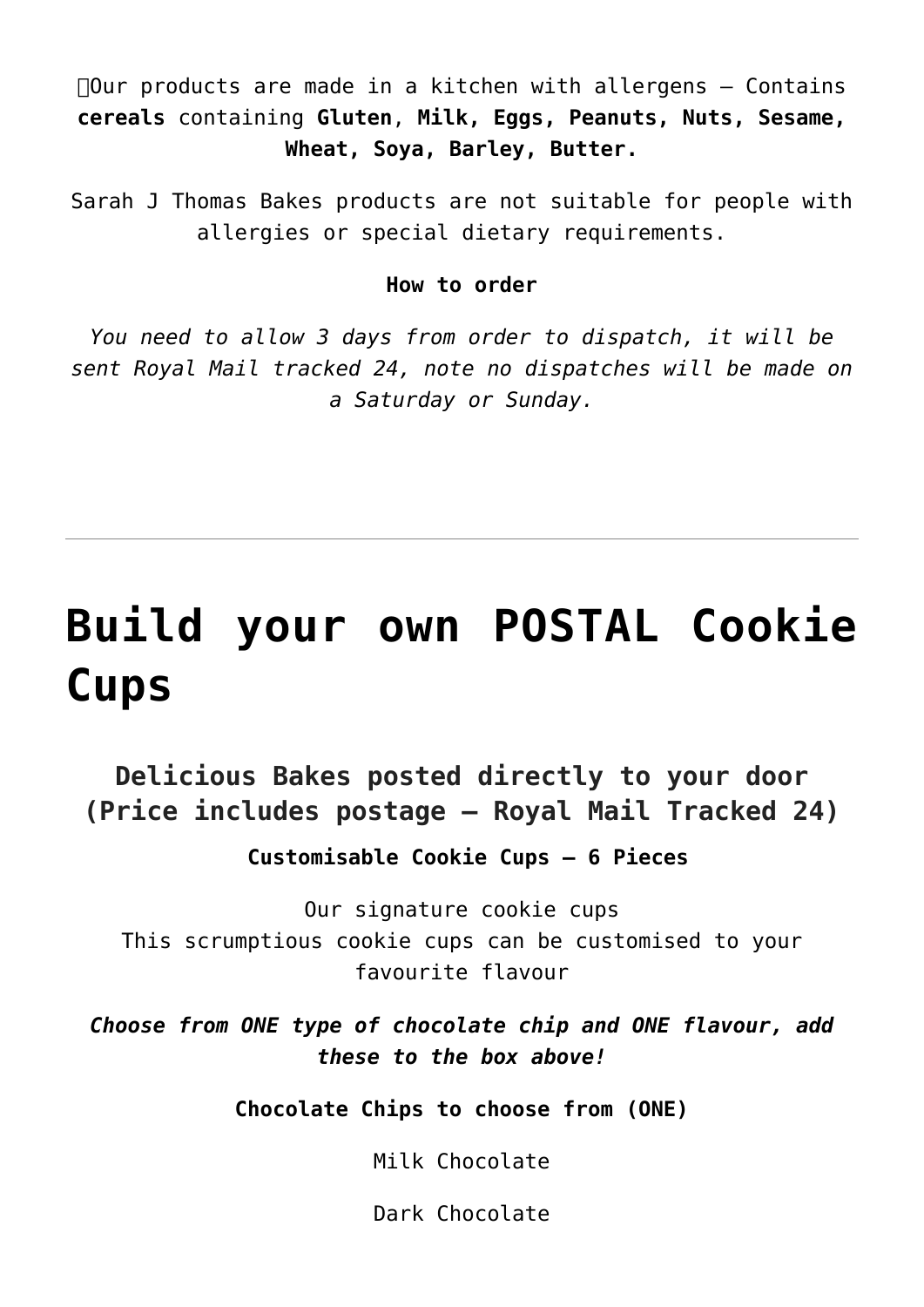Our products are made in a kitchen with allergens – Contains **cereals** containing **Gluten**, **Milk, Eggs, Peanuts, Nuts, Sesame, Wheat, Soya, Barley, Butter.**

Sarah J Thomas Bakes products are not suitable for people with allergies or special dietary requirements.

**How to order**

*You need to allow 3 days from order to dispatch, it will be sent Royal Mail tracked 24, note no dispatches will be made on a Saturday or Sunday.*

---

# Build your own POSTAL Cookie Cups

### Delicious Bakes posted directly to your door (Price includes postage – Royal Mail Tracked 24)

**Customisable Cookie Cups – 6 Pieces**

Our signature cookie cups
This scrumptious cookie cups can be customised to your favourite flavour

***Choose from ONE type of chocolate chip and ONE flavour, add these to the box above!***

**Chocolate Chips to choose from (ONE)**

Milk Chocolate

Dark Chocolate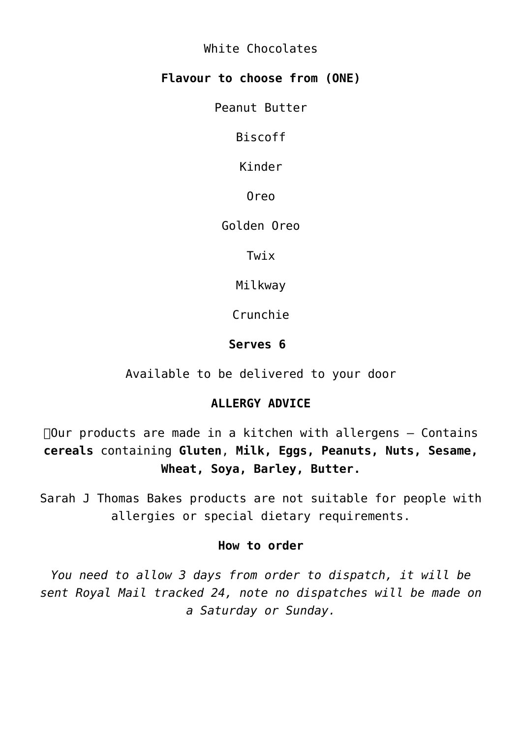White Chocolates

**Flavour to choose from (ONE)**

Peanut Butter

Biscoff

Kinder

Oreo

Golden Oreo

Twix

Milkway

Crunchie

**Serves 6**

Available to be delivered to your door

**ALLERGY ADVICE**

Our products are made in a kitchen with allergens – Contains **cereals** containing **Gluten**, **Milk, Eggs, Peanuts, Nuts, Sesame, Wheat, Soya, Barley, Butter.**

Sarah J Thomas Bakes products are not suitable for people with allergies or special dietary requirements.

**How to order**

*You need to allow 3 days from order to dispatch, it will be sent Royal Mail tracked 24, note no dispatches will be made on a Saturday or Sunday.*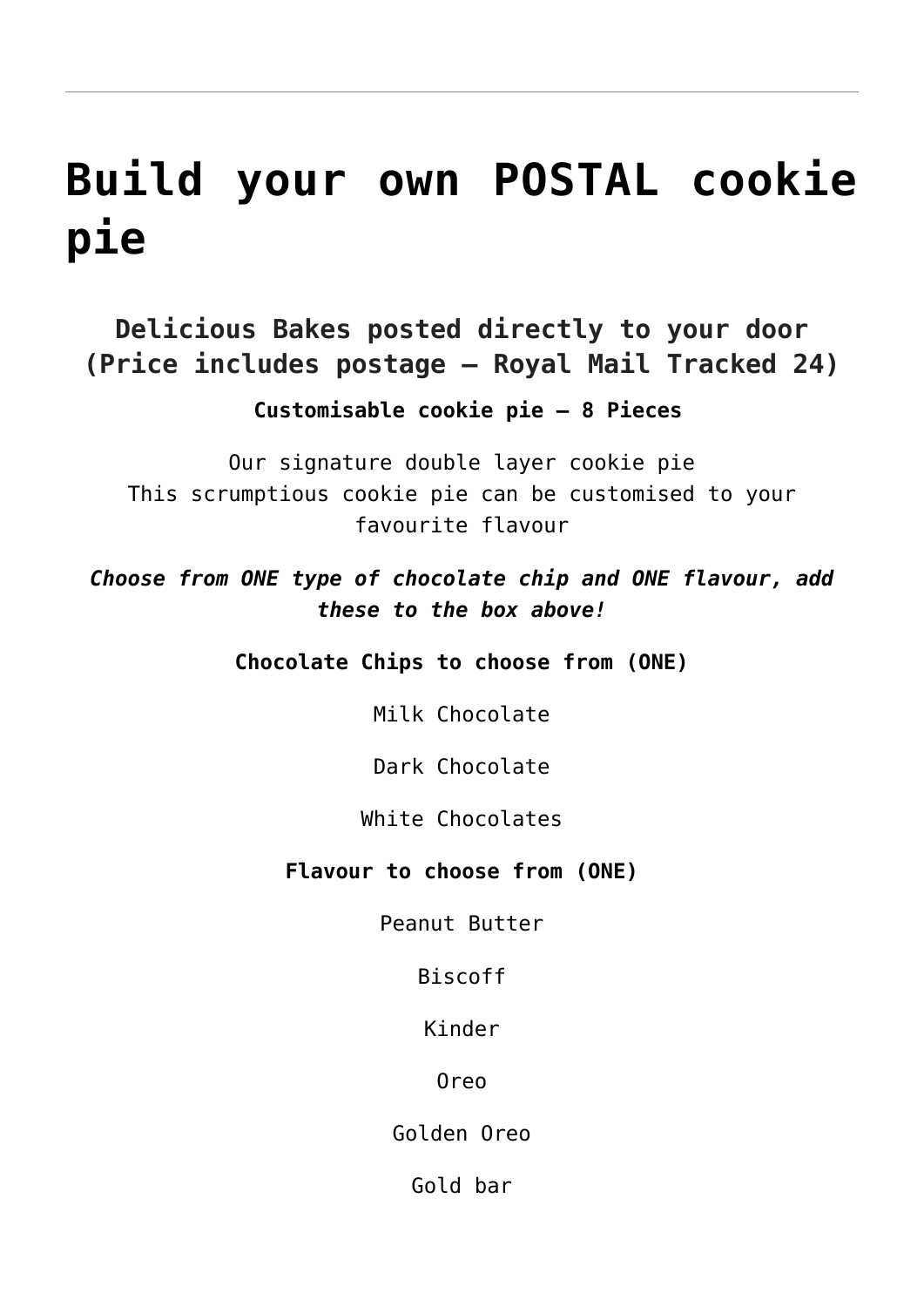---

# Build your own POSTAL cookie pie

## Delicious Bakes posted directly to your door (Price includes postage – Royal Mail Tracked 24)

**Customisable cookie pie – 8 Pieces**

Our signature double layer cookie pie
This scrumptious cookie pie can be customised to your favourite flavour

***Choose from ONE type of chocolate chip and ONE flavour, add these to the box above!***

**Chocolate Chips to choose from (ONE)**

Milk Chocolate

Dark Chocolate

White Chocolates

**Flavour to choose from (ONE)**

Peanut Butter

Biscoff

Kinder

Oreo

Golden Oreo

Gold bar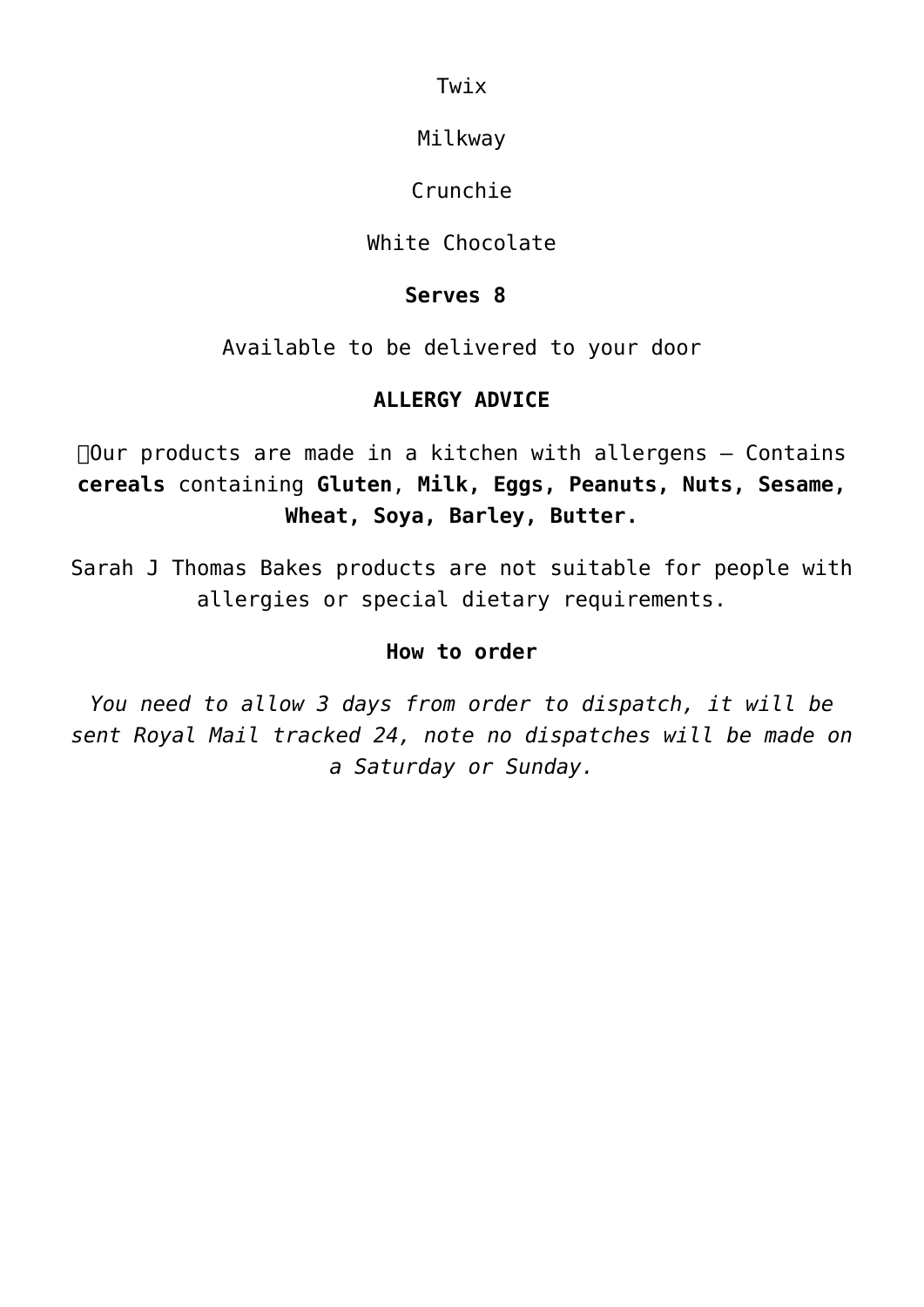Twix

Milkway

Crunchie

White Chocolate

**Serves 8**

Available to be delivered to your door

**ALLERGY ADVICE**

Our products are made in a kitchen with allergens – Contains **cereals** containing **Gluten**, **Milk, Eggs, Peanuts, Nuts, Sesame, Wheat, Soya, Barley, Butter.**

Sarah J Thomas Bakes products are not suitable for people with allergies or special dietary requirements.

**How to order**

*You need to allow 3 days from order to dispatch, it will be sent Royal Mail tracked 24, note no dispatches will be made on a Saturday or Sunday.*